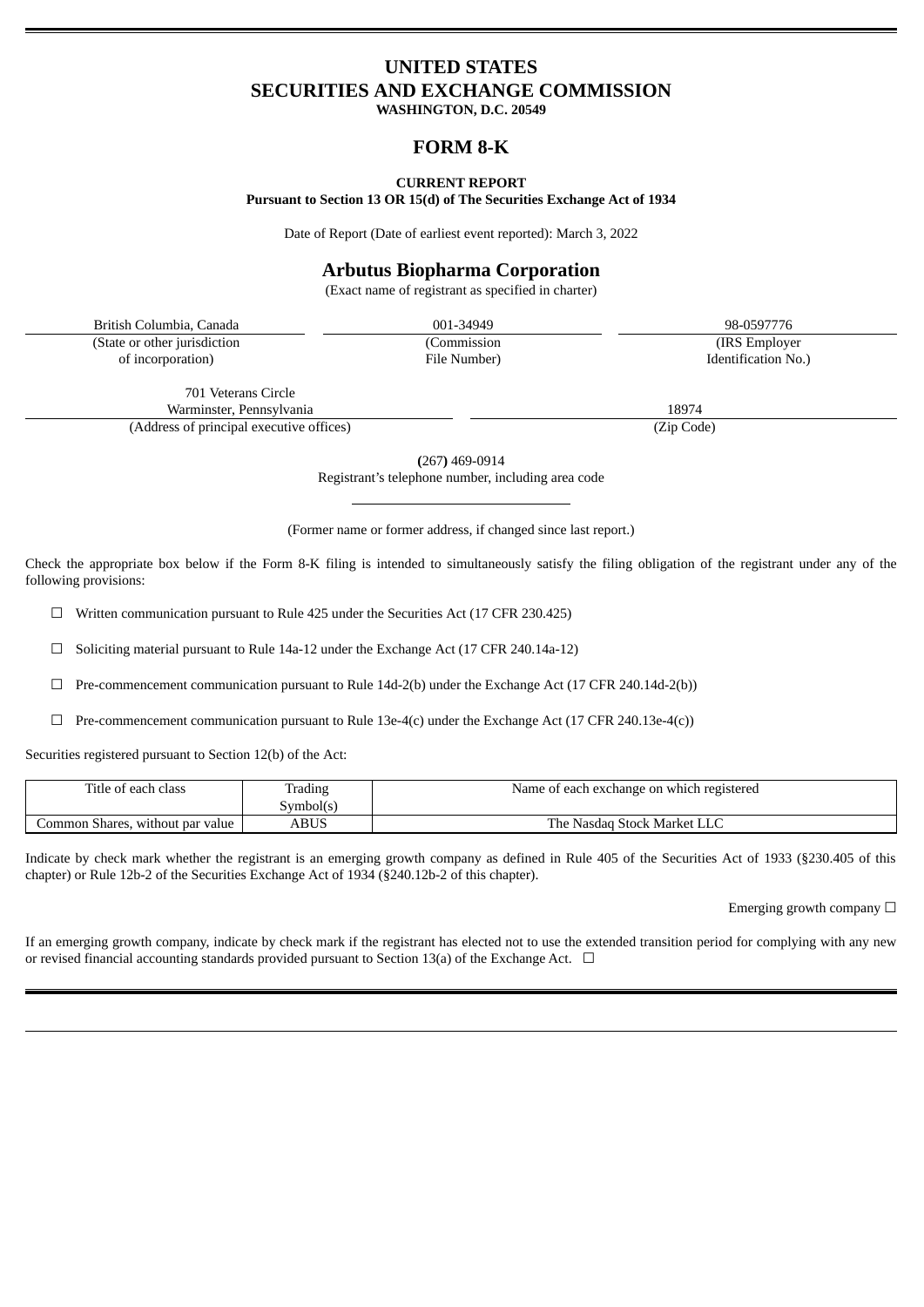# UNITED STATES
# SECURITIES AND EXCHANGE COMMISSION
**WASHINGTON, D.C. 20549**

## FORM 8-K

**CURRENT REPORT**
**Pursuant to Section 13 OR 15(d) of The Securities Exchange Act of 1934**

Date of Report (Date of earliest event reported): March 3, 2022

## Arbutus Biopharma Corporation
(Exact name of registrant as specified in charter)

| British Columbia, Canada | 001-34949 | 98-0597776 |
|---|---|---|
| (State or other jurisdiction of incorporation) | (Commission File Number) | (IRS Employer Identification No.) |

| 701 Veterans Circle Warminster, Pennsylvania | 18974 |
|---|---|
| (Address of principal executive offices) | (Zip Code) |

**(**267**)** 469-0914
Registrant's telephone number, including area code

(Former name or former address, if changed since last report.)

Check the appropriate box below if the Form 8-K filing is intended to simultaneously satisfy the filing obligation of the registrant under any of the following provisions:

☐ Written communication pursuant to Rule 425 under the Securities Act (17 CFR 230.425)

☐ Soliciting material pursuant to Rule 14a-12 under the Exchange Act (17 CFR 240.14a-12)

☐ Pre-commencement communication pursuant to Rule 14d-2(b) under the Exchange Act (17 CFR 240.14d-2(b))

☐ Pre-commencement communication pursuant to Rule 13e-4(c) under the Exchange Act (17 CFR 240.13e-4(c))

Securities registered pursuant to Section 12(b) of the Act:

| Title of each class | Trading Symbol(s) | Name of each exchange on which registered |
|---|---|---|
| Common Shares, without par value | ABUS | The Nasdaq Stock Market LLC |

Indicate by check mark whether the registrant is an emerging growth company as defined in Rule 405 of the Securities Act of 1933 (§230.405 of this chapter) or Rule 12b-2 of the Securities Exchange Act of 1934 (§240.12b-2 of this chapter).

Emerging growth company ☐

If an emerging growth company, indicate by check mark if the registrant has elected not to use the extended transition period for complying with any new or revised financial accounting standards provided pursuant to Section 13(a) of the Exchange Act. ☐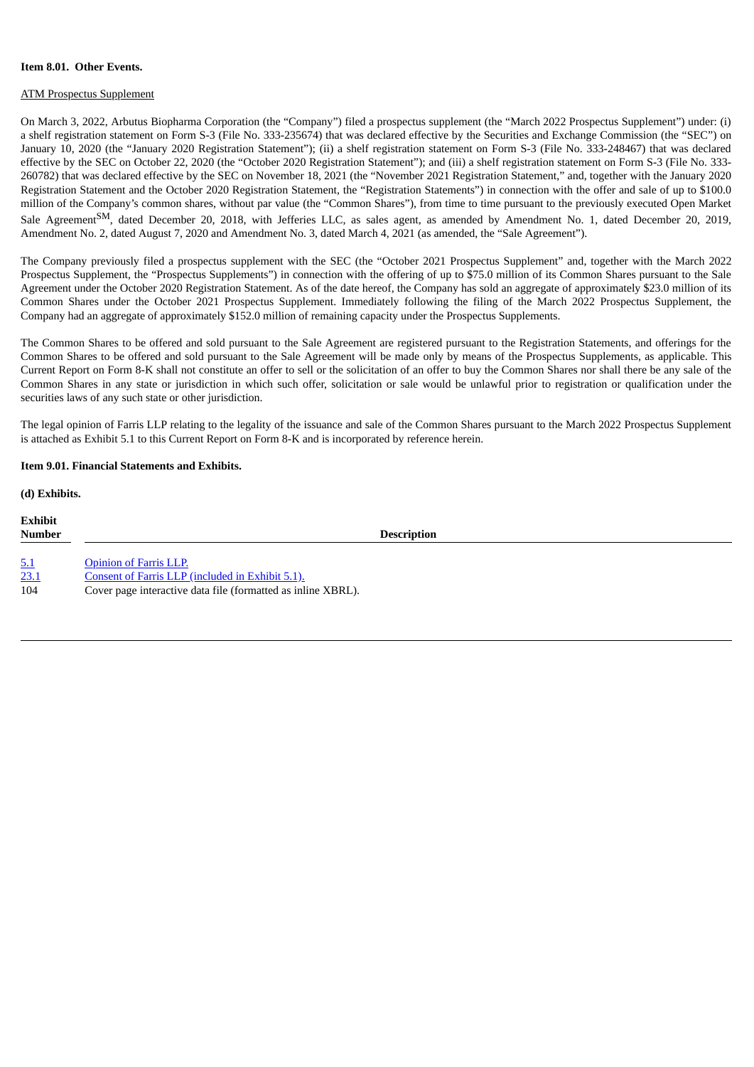**Item 8.01. Other Events.**

ATM Prospectus Supplement

On March 3, 2022, Arbutus Biopharma Corporation (the "Company") filed a prospectus supplement (the "March 2022 Prospectus Supplement") under: (i) a shelf registration statement on Form S-3 (File No. 333-235674) that was declared effective by the Securities and Exchange Commission (the "SEC") on January 10, 2020 (the "January 2020 Registration Statement"); (ii) a shelf registration statement on Form S-3 (File No. 333-248467) that was declared effective by the SEC on October 22, 2020 (the "October 2020 Registration Statement"); and (iii) a shelf registration statement on Form S-3 (File No. 333-260782) that was declared effective by the SEC on November 18, 2021 (the "November 2021 Registration Statement," and, together with the January 2020 Registration Statement and the October 2020 Registration Statement, the "Registration Statements") in connection with the offer and sale of up to $100.0 million of the Company's common shares, without par value (the "Common Shares"), from time to time pursuant to the previously executed Open Market Sale Agreement[SM], dated December 20, 2018, with Jefferies LLC, as sales agent, as amended by Amendment No. 1, dated December 20, 2019, Amendment No. 2, dated August 7, 2020 and Amendment No. 3, dated March 4, 2021 (as amended, the "Sale Agreement").

The Company previously filed a prospectus supplement with the SEC (the "October 2021 Prospectus Supplement" and, together with the March 2022 Prospectus Supplement, the "Prospectus Supplements") in connection with the offering of up to $75.0 million of its Common Shares pursuant to the Sale Agreement under the October 2020 Registration Statement. As of the date hereof, the Company has sold an aggregate of approximately $23.0 million of its Common Shares under the October 2021 Prospectus Supplement. Immediately following the filing of the March 2022 Prospectus Supplement, the Company had an aggregate of approximately $152.0 million of remaining capacity under the Prospectus Supplements.

The Common Shares to be offered and sold pursuant to the Sale Agreement are registered pursuant to the Registration Statements, and offerings for the Common Shares to be offered and sold pursuant to the Sale Agreement will be made only by means of the Prospectus Supplements, as applicable. This Current Report on Form 8-K shall not constitute an offer to sell or the solicitation of an offer to buy the Common Shares nor shall there be any sale of the Common Shares in any state or jurisdiction in which such offer, solicitation or sale would be unlawful prior to registration or qualification under the securities laws of any such state or other jurisdiction.

The legal opinion of Farris LLP relating to the legality of the issuance and sale of the Common Shares pursuant to the March 2022 Prospectus Supplement is attached as Exhibit 5.1 to this Current Report on Form 8-K and is incorporated by reference herein.

**Item 9.01. Financial Statements and Exhibits.**

**(d) Exhibits.**

| Exhibit Number | Description |
|---|---|
| 5.1 | Opinion of Farris LLP. |
| 23.1 | Consent of Farris LLP (included in Exhibit 5.1). |
| 104 | Cover page interactive data file (formatted as inline XBRL). |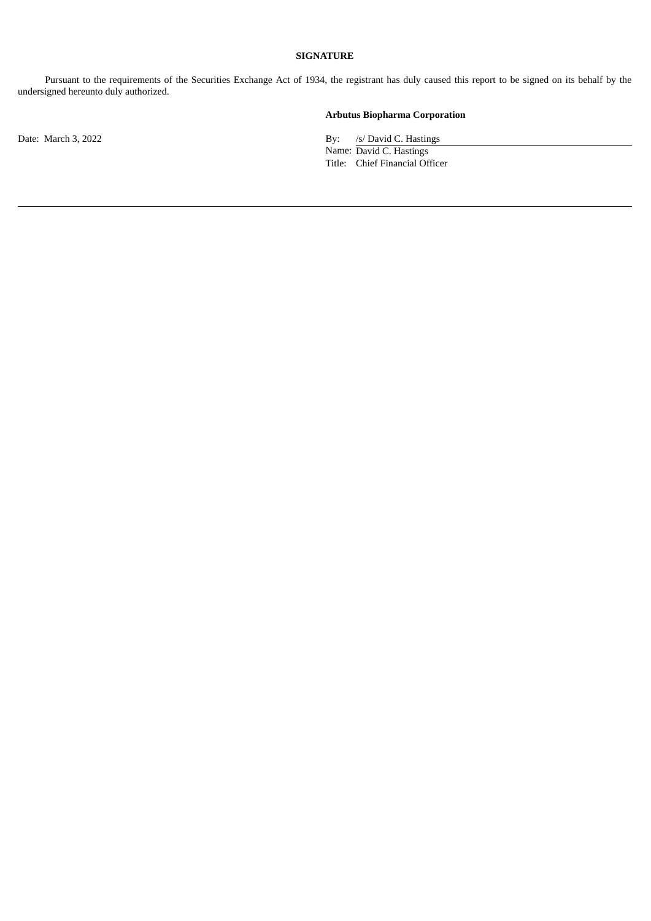## SIGNATURE

Pursuant to the requirements of the Securities Exchange Act of 1934, the registrant has duly caused this report to be signed on its behalf by the undersigned hereunto duly authorized.

**Arbutus Biopharma Corporation**

Date: March 3, 2022

By: /s/ David C. Hastings
Name: David C. Hastings
Title: Chief Financial Officer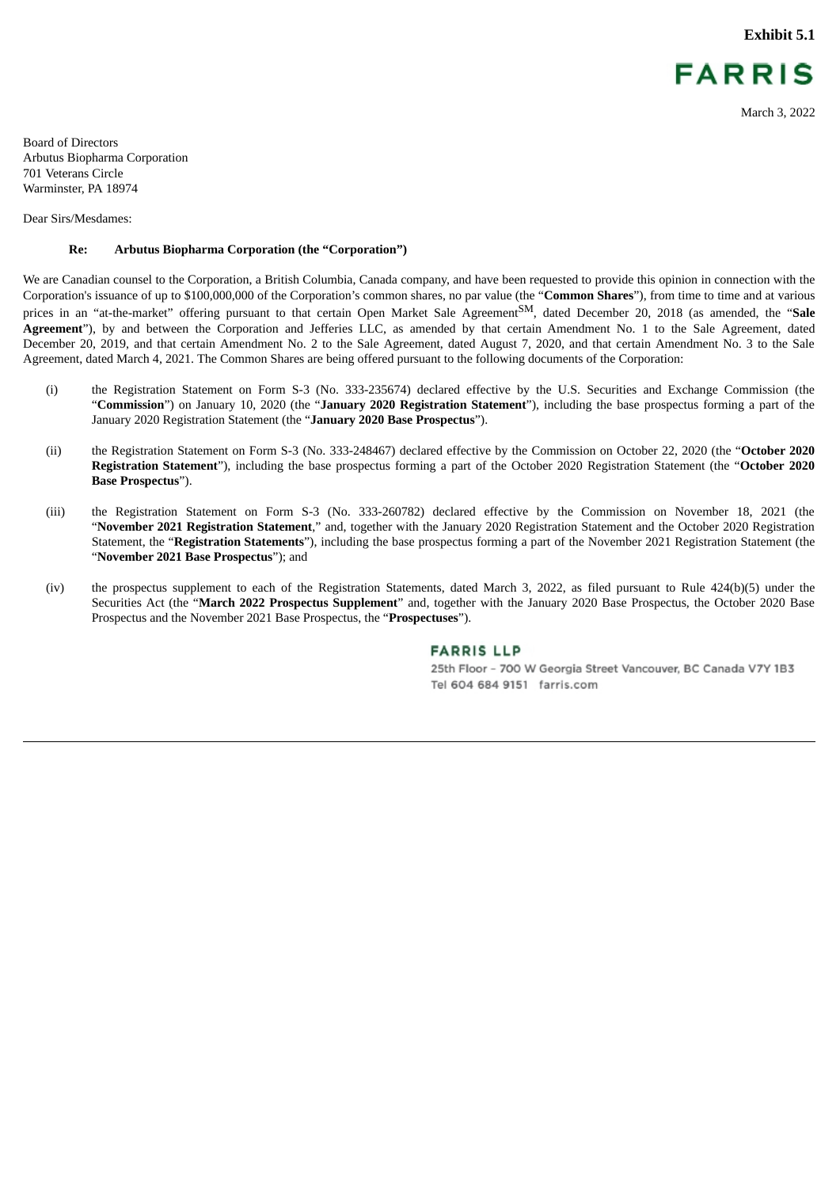**Exhibit 5.1**

FARRIS

March 3, 2022

Board of Directors
Arbutus Biopharma Corporation
701 Veterans Circle
Warminster, PA 18974

Dear Sirs/Mesdames:

**Re: Arbutus Biopharma Corporation (the "Corporation")**

We are Canadian counsel to the Corporation, a British Columbia, Canada company, and have been requested to provide this opinion in connection with the Corporation's issuance of up to $100,000,000 of the Corporation's common shares, no par value (the "**Common Shares**"), from time to time and at various prices in an "at-the-market" offering pursuant to that certain Open Market Sale Agreement[SM], dated December 20, 2018 (as amended, the "**Sale Agreement**"), by and between the Corporation and Jefferies LLC, as amended by that certain Amendment No. 1 to the Sale Agreement, dated December 20, 2019, and that certain Amendment No. 2 to the Sale Agreement, dated August 7, 2020, and that certain Amendment No. 3 to the Sale Agreement, dated March 4, 2021. The Common Shares are being offered pursuant to the following documents of the Corporation:

(i) the Registration Statement on Form S-3 (No. 333-235674) declared effective by the U.S. Securities and Exchange Commission (the "**Commission**") on January 10, 2020 (the "**January 2020 Registration Statement**"), including the base prospectus forming a part of the January 2020 Registration Statement (the "**January 2020 Base Prospectus**").

(ii) the Registration Statement on Form S-3 (No. 333-248467) declared effective by the Commission on October 22, 2020 (the "**October 2020 Registration Statement**"), including the base prospectus forming a part of the October 2020 Registration Statement (the "**October 2020 Base Prospectus**").

(iii) the Registration Statement on Form S-3 (No. 333-260782) declared effective by the Commission on November 18, 2021 (the "**November 2021 Registration Statement**," and, together with the January 2020 Registration Statement and the October 2020 Registration Statement, the "**Registration Statements**"), including the base prospectus forming a part of the November 2021 Registration Statement (the "**November 2021 Base Prospectus**"); and

(iv) the prospectus supplement to each of the Registration Statements, dated March 3, 2022, as filed pursuant to Rule 424(b)(5) under the Securities Act (the "**March 2022 Prospectus Supplement**" and, together with the January 2020 Base Prospectus, the October 2020 Base Prospectus and the November 2021 Base Prospectus, the "**Prospectuses**").

**FARRIS LLP**
25th Floor – 700 W Georgia Street Vancouver, BC Canada V7Y 1B3
Tel 604 684 9151 farris.com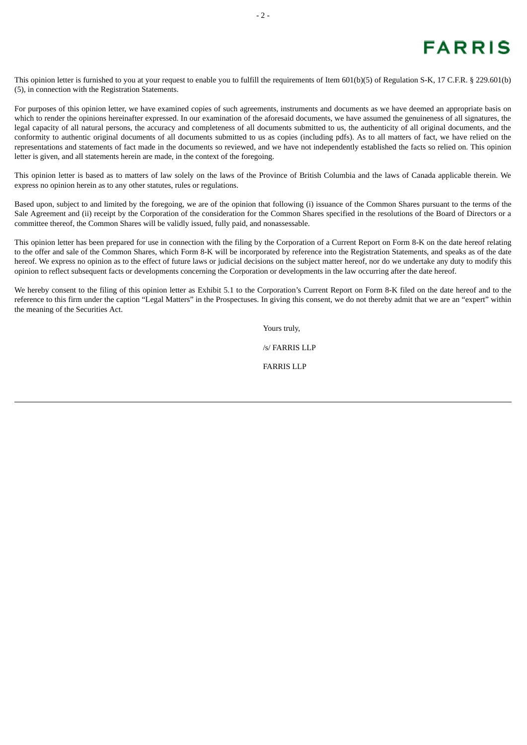This opinion letter is furnished to you at your request to enable you to fulfill the requirements of Item 601(b)(5) of Regulation S-K, 17 C.F.R. § 229.601(b)(5), in connection with the Registration Statements.

For purposes of this opinion letter, we have examined copies of such agreements, instruments and documents as we have deemed an appropriate basis on which to render the opinions hereinafter expressed. In our examination of the aforesaid documents, we have assumed the genuineness of all signatures, the legal capacity of all natural persons, the accuracy and completeness of all documents submitted to us, the authenticity of all original documents, and the conformity to authentic original documents of all documents submitted to us as copies (including pdfs). As to all matters of fact, we have relied on the representations and statements of fact made in the documents so reviewed, and we have not independently established the facts so relied on. This opinion letter is given, and all statements herein are made, in the context of the foregoing.

This opinion letter is based as to matters of law solely on the laws of the Province of British Columbia and the laws of Canada applicable therein. We express no opinion herein as to any other statutes, rules or regulations.

Based upon, subject to and limited by the foregoing, we are of the opinion that following (i) issuance of the Common Shares pursuant to the terms of the Sale Agreement and (ii) receipt by the Corporation of the consideration for the Common Shares specified in the resolutions of the Board of Directors or a committee thereof, the Common Shares will be validly issued, fully paid, and nonassessable.

This opinion letter has been prepared for use in connection with the filing by the Corporation of a Current Report on Form 8-K on the date hereof relating to the offer and sale of the Common Shares, which Form 8-K will be incorporated by reference into the Registration Statements, and speaks as of the date hereof. We express no opinion as to the effect of future laws or judicial decisions on the subject matter hereof, nor do we undertake any duty to modify this opinion to reflect subsequent facts or developments concerning the Corporation or developments in the law occurring after the date hereof.

We hereby consent to the filing of this opinion letter as Exhibit 5.1 to the Corporation's Current Report on Form 8-K filed on the date hereof and to the reference to this firm under the caption "Legal Matters" in the Prospectuses. In giving this consent, we do not thereby admit that we are an "expert" within the meaning of the Securities Act.

Yours truly,

/s/ FARRIS LLP

FARRIS LLP